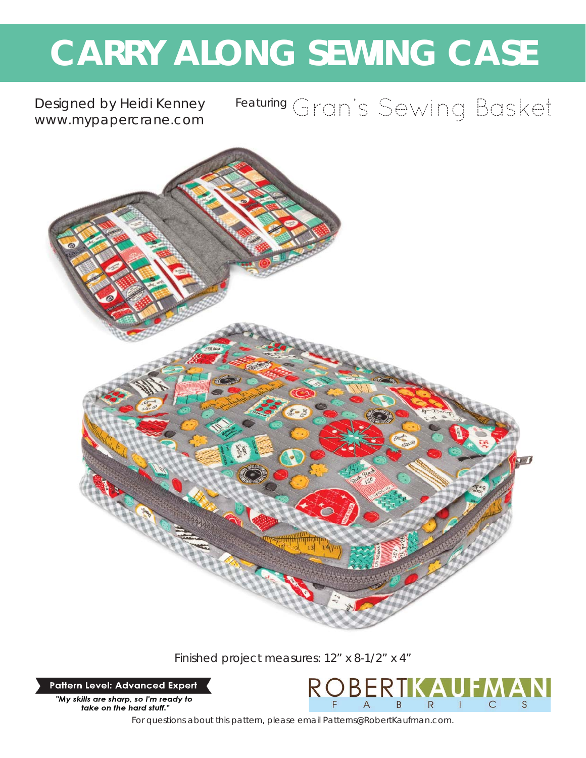# CARRY ALONG SEWING CASE

Designed by Heidi Kenney
www.mypapercrane.com

Featuring Gran's Sewing Basket

Finished project measures: 12" x 8-1/2" x 4"

**Pattern Level: Advanced Expert**

*"My skills are sharp, so I'm ready to take on the hard stuff."*

ROBERT KAUFMAN FABRICS

For questions about this pattern, please email Patterns@RobertKaufman.com.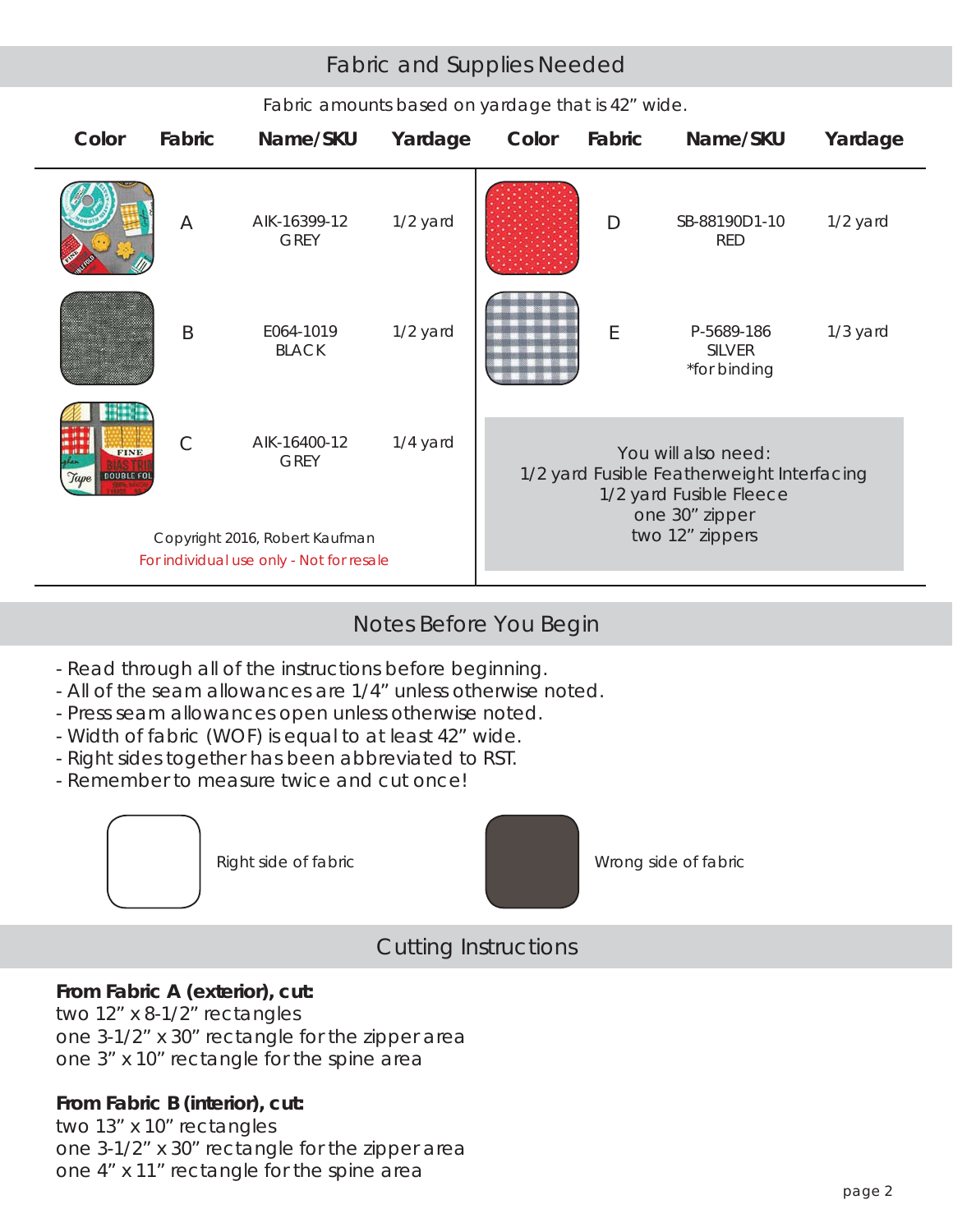## Fabric and Supplies Needed

Fabric amounts based on yardage that is 42" wide.

| Color | Fabric | Name/SKU | Yardage |
|---|---|---|---|
| | A | AIK-16399-12 GREY | 1/2 yard |
| | B | E064-1019 BLACK | 1/2 yard |
| | C | AIK-16400-12 GREY | 1/4 yard |
| | D | SB-88190D1-10 RED | 1/2 yard |
| | E | P-5689-186 SILVER *for binding | 1/3 yard |

Copyright 2016, Robert Kaufman
For individual use only - Not for resale

You will also need:
1/2 yard Fusible Featherweight Interfacing
1/2 yard Fusible Fleece
one 30" zipper
two 12" zippers

## Notes Before You Begin

- Read through all of the instructions before beginning.
- All of the seam allowances are 1/4" unless otherwise noted.
- Press seam allowances open unless otherwise noted.
- Width of fabric (WOF) is equal to at least 42" wide.
- Right sides together has been abbreviated to RST.
- Remember to measure twice and cut once!

Right side of fabric

Wrong side of fabric

## Cutting Instructions

**From Fabric A (exterior), cut:**
two 12" x 8-1/2" rectangles
one 3-1/2" x 30" rectangle for the zipper area
one 3" x 10" rectangle for the spine area

**From Fabric B (interior), cut:**
two 13" x 10" rectangles
one 3-1/2" x 30" rectangle for the zipper area
one 4" x 11" rectangle for the spine area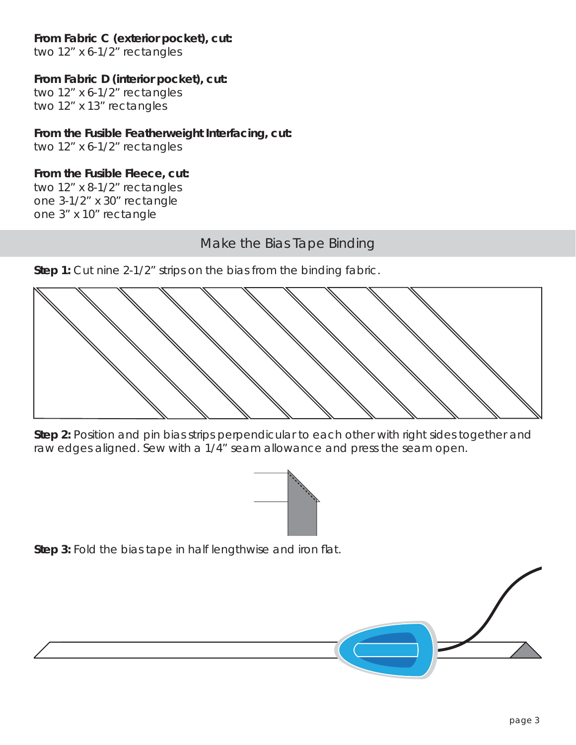**From Fabric C (exterior pocket), cut:**
two 12” x 6-1/2” rectangles

**From Fabric D (interior pocket), cut:**
two 12” x 6-1/2” rectangles
two 12” x 13” rectangles

**From the Fusible Featherweight Interfacing, cut:**
two 12” x 6-1/2” rectangles

**From the Fusible Fleece, cut:**
two 12” x 8-1/2” rectangles
one 3-1/2” x 30” rectangle
one 3” x 10” rectangle

## Make the Bias Tape Binding

**Step 1:** Cut nine 2-1/2” strips on the bias from the binding fabric.

**Step 2:** Position and pin bias strips perpendicular to each other with right sides together and raw edges aligned. Sew with a 1/4” seam allowance and press the seam open.

**Step 3:** Fold the bias tape in half lengthwise and iron flat.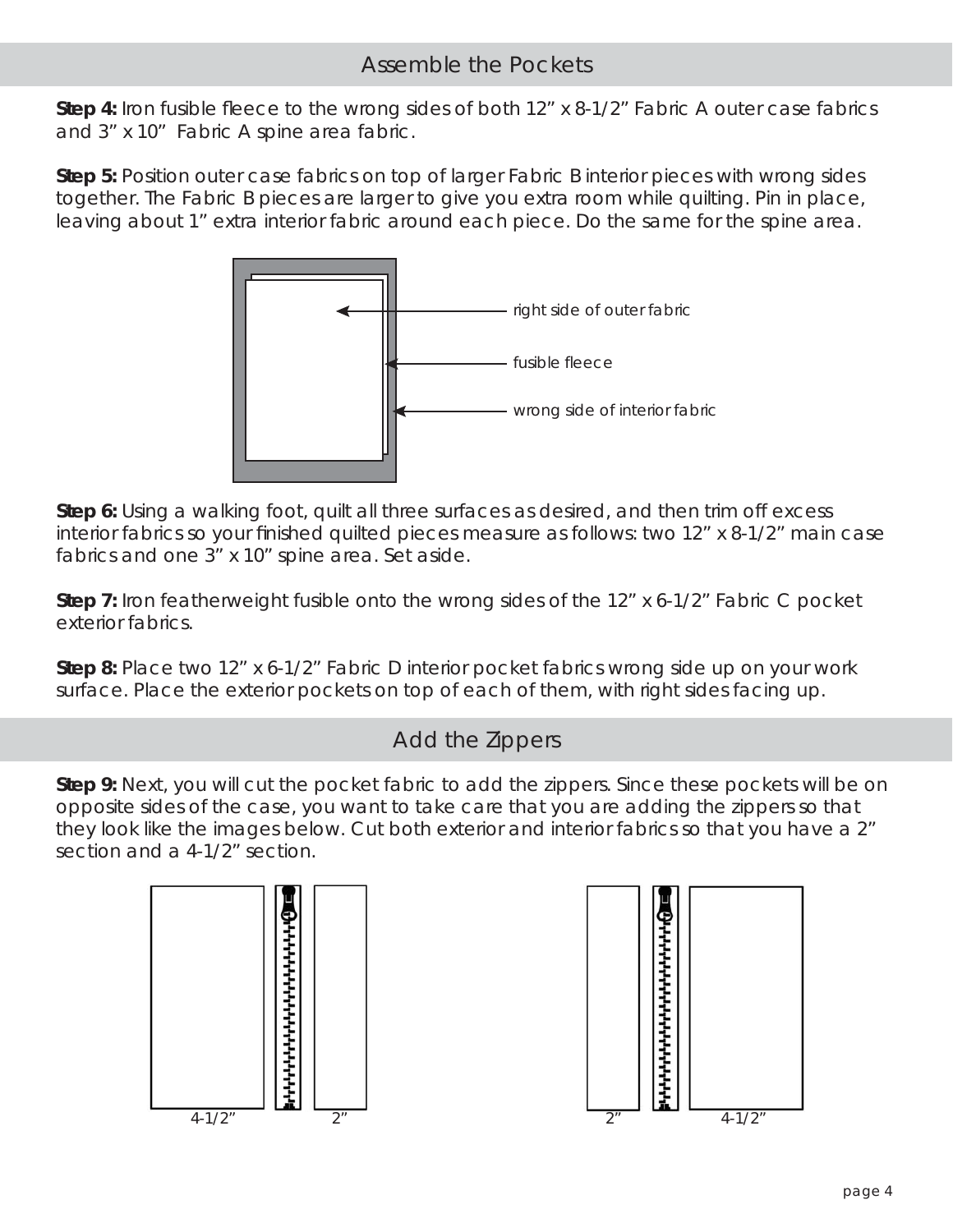## Assemble the Pockets

**Step 4:** Iron fusible fleece to the wrong sides of both 12" x 8-1/2" Fabric A outer case fabrics and 3" x 10" Fabric A spine area fabric.

**Step 5:** Position outer case fabrics on top of larger Fabric B interior pieces with wrong sides together. The Fabric B pieces are larger to give you extra room while quilting. Pin in place, leaving about 1" extra interior fabric around each piece. Do the same for the spine area.

right side of outer fabric

fusible fleece

wrong side of interior fabric

**Step 6:** Using a walking foot, quilt all three surfaces as desired, and then trim off excess interior fabrics so your finished quilted pieces measure as follows: two 12" x 8-1/2" main case fabrics and one 3" x 10" spine area. Set aside.

**Step 7:** Iron featherweight fusible onto the wrong sides of the 12" x 6-1/2" Fabric C pocket exterior fabrics.

**Step 8:** Place two 12" x 6-1/2" Fabric D interior pocket fabrics wrong side up on your work surface. Place the exterior pockets on top of each of them, with right sides facing up.

## Add the Zippers

**Step 9:** Next, you will cut the pocket fabric to add the zippers. Since these pockets will be on opposite sides of the case, you want to take care that you are adding the zippers so that they look like the images below. Cut both exterior and interior fabrics so that you have a 2" section and a 4-1/2" section.

4-1/2" 2"

2" 4-1/2"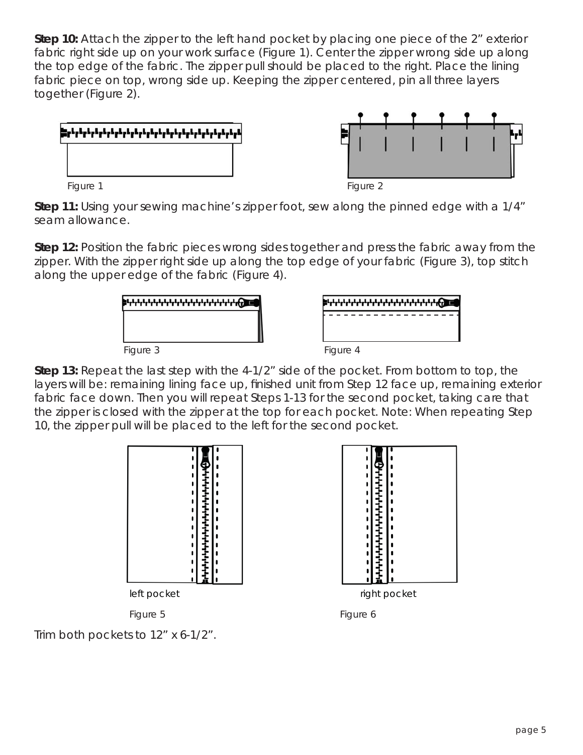**Step 10:** Attach the zipper to the left hand pocket by placing one piece of the 2" exterior fabric right side up on your work surface (Figure 1). Center the zipper wrong side up along the top edge of the fabric. The zipper pull should be placed to the right. Place the lining fabric piece on top, wrong side up. Keeping the zipper centered, pin all three layers together (Figure 2).

Figure 1

Figure 2

**Step 11:** Using your sewing machine's zipper foot, sew along the pinned edge with a 1/4" seam allowance.

**Step 12:** Position the fabric pieces wrong sides together and press the fabric away from the zipper. With the zipper right side up along the top edge of your fabric (Figure 3), top stitch along the upper edge of the fabric (Figure 4).

Figure 3

Figure 4

**Step 13:** Repeat the last step with the 4-1/2" side of the pocket. From bottom to top, the layers will be: remaining lining face up, finished unit from Step 12 face up, remaining exterior fabric face down. Then you will repeat Steps 1-13 for the second pocket, taking care that the zipper is closed with the zipper at the top for each pocket. Note: When repeating Step 10, the zipper pull will be placed to the left for the second pocket.

left pocket

Figure 5

right pocket

Figure 6

Trim both pockets to 12" x 6-1/2".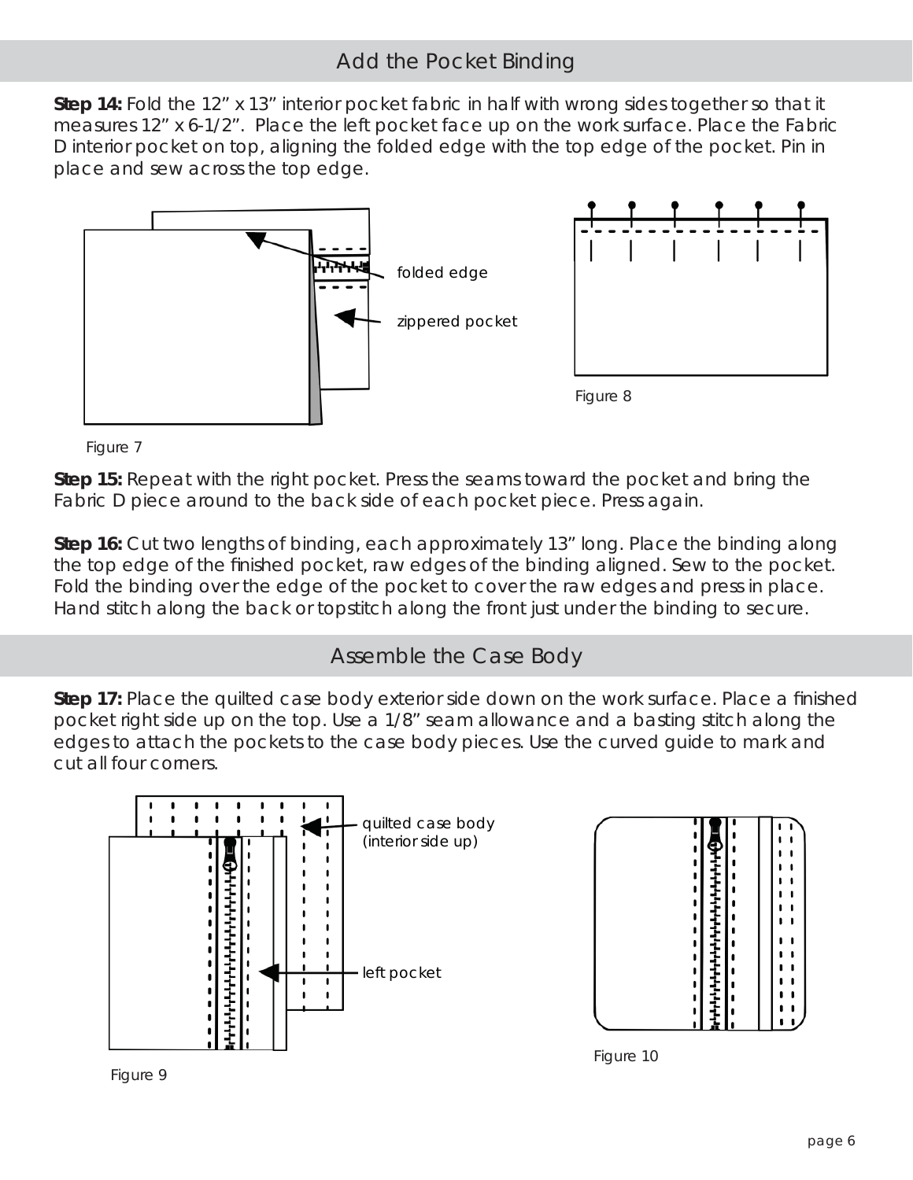## Add the Pocket Binding

**Step 14:** Fold the 12” x 13” interior pocket fabric in half with wrong sides together so that it measures 12” x 6-1/2”. Place the left pocket face up on the work surface. Place the Fabric D interior pocket on top, aligning the folded edge with the top edge of the pocket. Pin in place and sew across the top edge.

folded edge

zippered pocket

Figure 7

Figure 8

**Step 15:** Repeat with the right pocket. Press the seams toward the pocket and bring the Fabric D piece around to the back side of each pocket piece. Press again.

**Step 16:** Cut two lengths of binding, each approximately 13” long. Place the binding along the top edge of the finished pocket, raw edges of the binding aligned. Sew to the pocket. Fold the binding over the edge of the pocket to cover the raw edges and press in place. Hand stitch along the back or topstitch along the front just under the binding to secure.

## Assemble the Case Body

**Step 17:** Place the quilted case body exterior side down on the work surface. Place a finished pocket right side up on the top. Use a 1/8” seam allowance and a basting stitch along the edges to attach the pockets to the case body pieces. Use the curved guide to mark and cut all four corners.

quilted case body (interior side up)

left pocket

Figure 9

Figure 10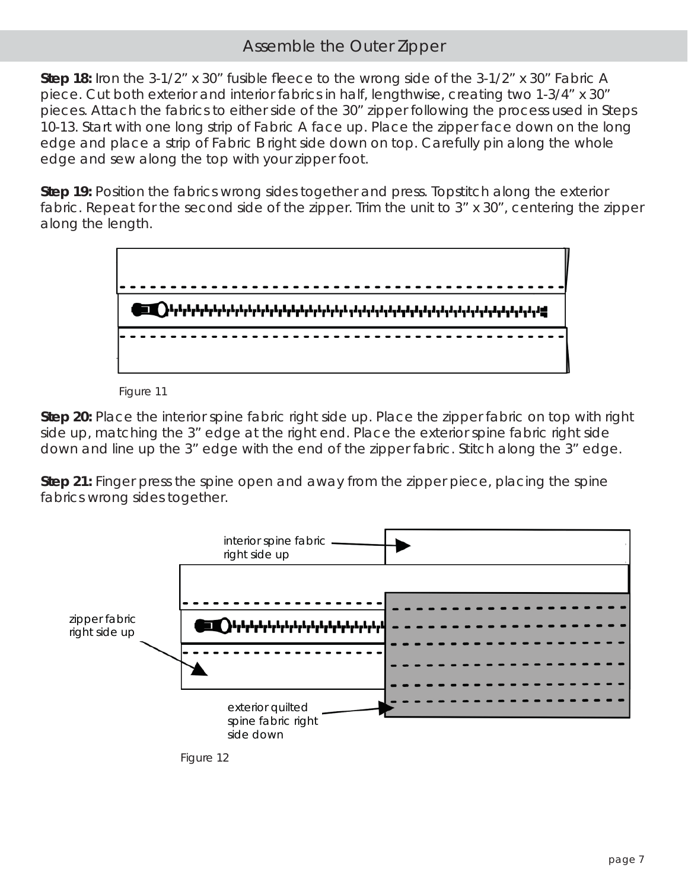## Assemble the Outer Zipper

**Step 18:** Iron the 3-1/2” x 30” fusible fleece to the wrong side of the 3-1/2” x 30” Fabric A piece. Cut both exterior and interior fabrics in half, lengthwise, creating two 1-3/4” x 30” pieces. Attach the fabrics to either side of the 30” zipper following the process used in Steps 10-13. Start with one long strip of Fabric A face up. Place the zipper face down on the long edge and place a strip of Fabric B right side down on top. Carefully pin along the whole edge and sew along the top with your zipper foot.

**Step 19:** Position the fabrics wrong sides together and press. Topstitch along the exterior fabric. Repeat for the second side of the zipper. Trim the unit to 3” x 30”, centering the zipper along the length.

Figure 11

**Step 20:** Place the interior spine fabric right side up. Place the zipper fabric on top with right side up, matching the 3” edge at the right end. Place the exterior spine fabric right side down and line up the 3” edge with the end of the zipper fabric. Stitch along the 3” edge.

**Step 21:** Finger press the spine open and away from the zipper piece, placing the spine fabrics wrong sides together.

interior spine fabric right side up

zipper fabric right side up

exterior quilted spine fabric right side down

Figure 12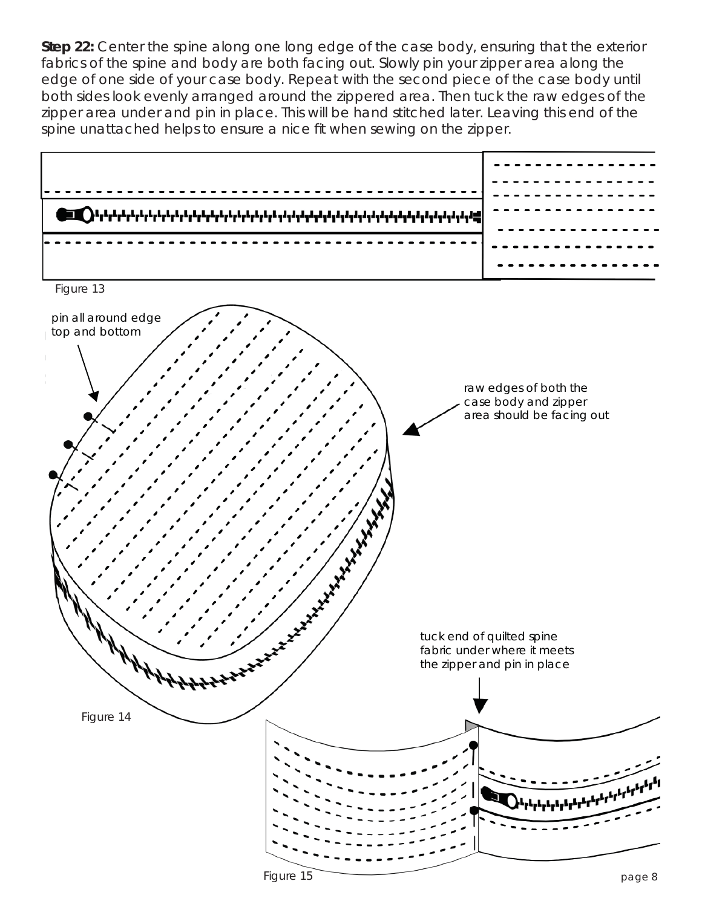**Step 22:** Center the spine along one long edge of the case body, ensuring that the exterior fabrics of the spine and body are both facing out. Slowly pin your zipper area along the edge of one side of your case body. Repeat with the second piece of the case body until both sides look evenly arranged around the zippered area. Then tuck the raw edges of the zipper area under and pin in place. This will be hand stitched later. Leaving this end of the spine unattached helps to ensure a nice fit when sewing on the zipper.

Figure 13

pin all around edge top and bottom

raw edges of both the case body and zipper area should be facing out

Figure 14

tuck end of quilted spine fabric under where it meets the zipper and pin in place

Figure 15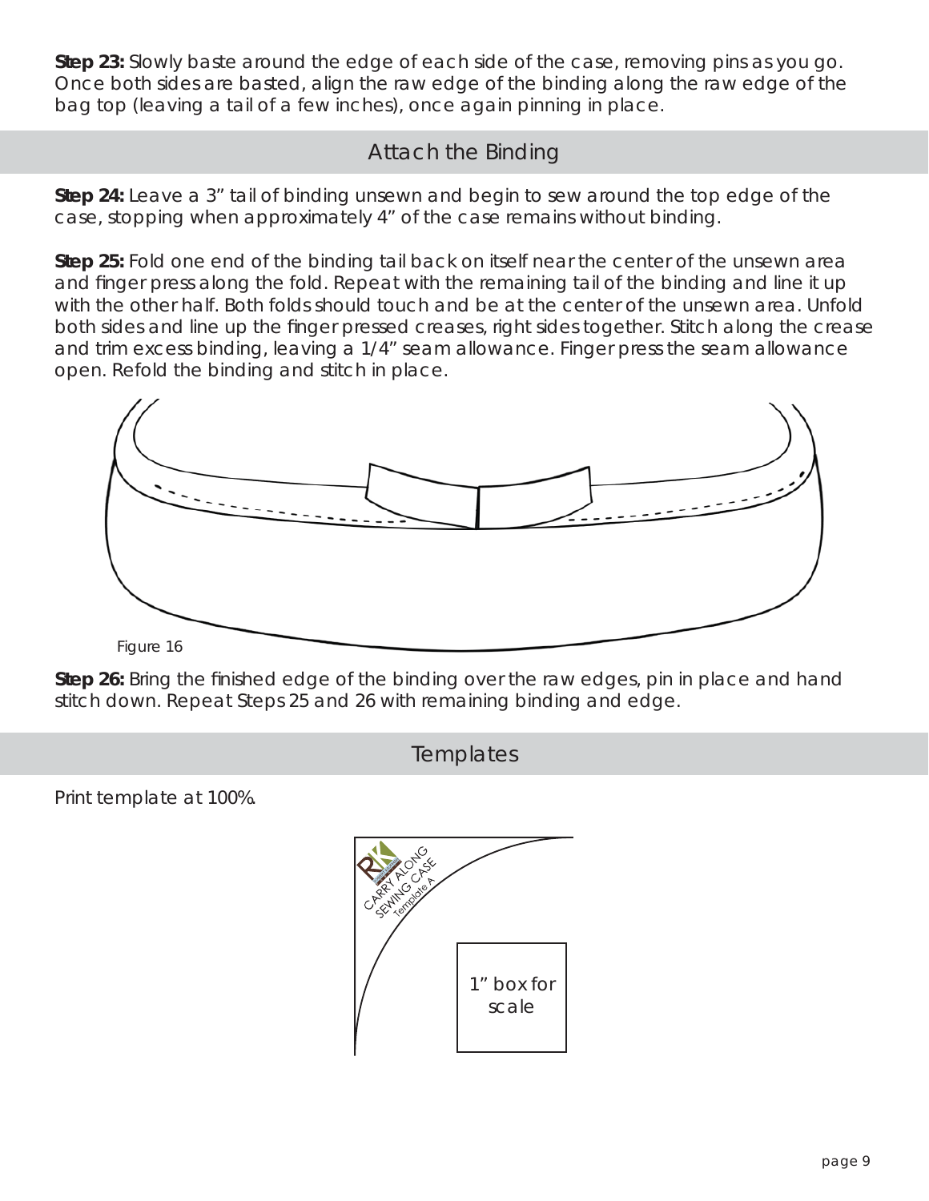**Step 23:** Slowly baste around the edge of each side of the case, removing pins as you go. Once both sides are basted, align the raw edge of the binding along the raw edge of the bag top (leaving a tail of a few inches), once again pinning in place.

## Attach the Binding

**Step 24:** Leave a 3" tail of binding unsewn and begin to sew around the top edge of the case, stopping when approximately 4" of the case remains without binding.

**Step 25:** Fold one end of the binding tail back on itself near the center of the unsewn area and finger press along the fold. Repeat with the remaining tail of the binding and line it up with the other half. Both folds should touch and be at the center of the unsewn area. Unfold both sides and line up the finger pressed creases, right sides together. Stitch along the crease and trim excess binding, leaving a 1/4" seam allowance. Finger press the seam allowance open. Refold the binding and stitch in place.

Figure 16

**Step 26:** Bring the finished edge of the binding over the raw edges, pin in place and hand stitch down. Repeat Steps 25 and 26 with remaining binding and edge.

## Templates

Print template at 100%.

CARRY ALONG SEWING CASE
Template A

1" box for scale